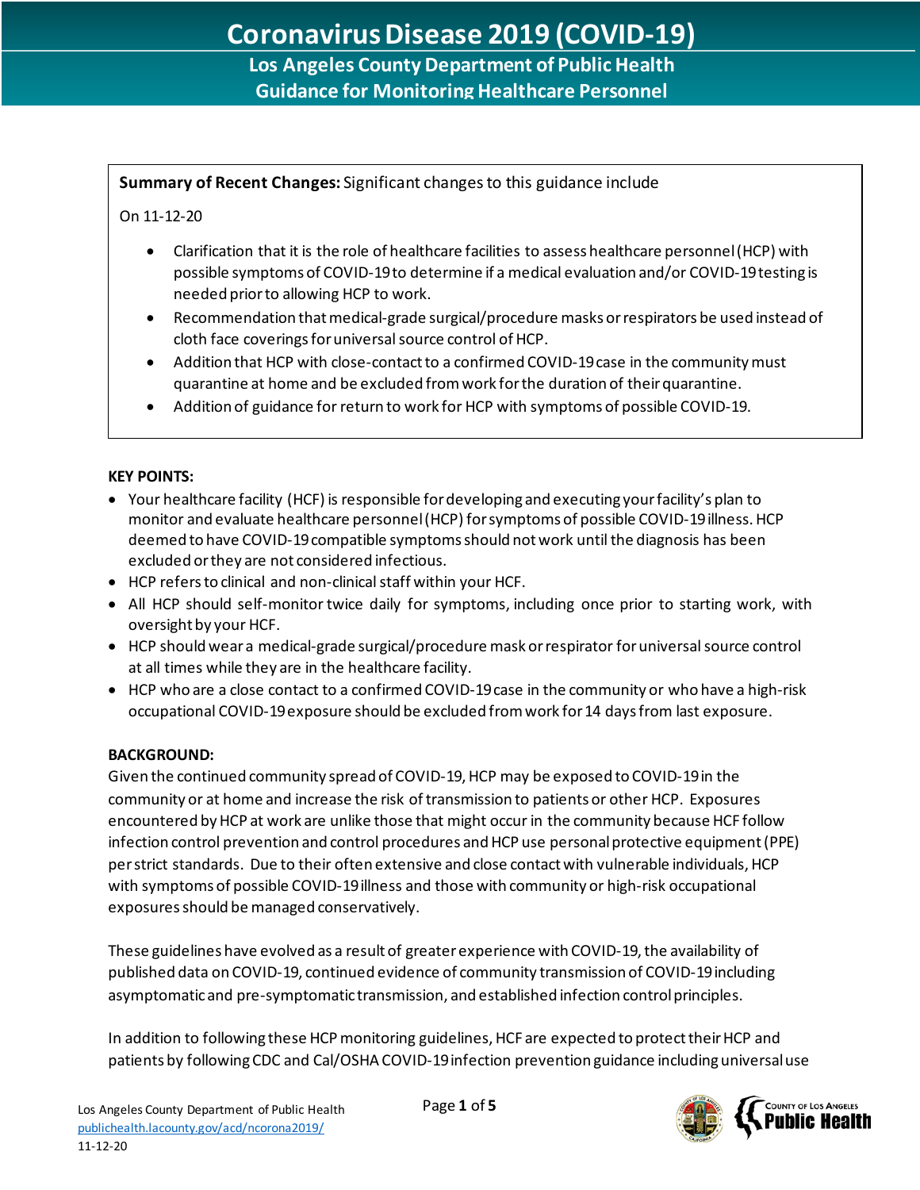# Coronavirus Disease 2019 (COVID-19)

## Los Angeles County Department of Public Health
## Guidance for Monitoring Healthcare Personnel

**Summary of Recent Changes:** Significant changes to this guidance include

On 11-12-20

- Clarification that it is the role of healthcare facilities to assess healthcare personnel (HCP) with possible symptoms of COVID-19 to determine if a medical evaluation and/or COVID-19 testing is needed prior to allowing HCP to work.
- Recommendation that medical-grade surgical/procedure masks or respirators be used instead of cloth face coverings for universal source control of HCP.
- Addition that HCP with close-contact to a confirmed COVID-19 case in the community must quarantine at home and be excluded from work for the duration of their quarantine.
- Addition of guidance for return to work for HCP with symptoms of possible COVID-19.

**KEY POINTS:**

- Your healthcare facility (HCF) is responsible for developing and executing your facility's plan to monitor and evaluate healthcare personnel (HCP) for symptoms of possible COVID-19 illness. HCP deemed to have COVID-19 compatible symptoms should not work until the diagnosis has been excluded or they are not considered infectious.
- HCP refers to clinical and non-clinical staff within your HCF.
- All HCP should self-monitor twice daily for symptoms, including once prior to starting work, with oversight by your HCF.
- HCP should wear a medical-grade surgical/procedure mask or respirator for universal source control at all times while they are in the healthcare facility.
- HCP who are a close contact to a confirmed COVID-19 case in the community or who have a high-risk occupational COVID-19 exposure should be excluded from work for 14 days from last exposure.

**BACKGROUND:**

Given the continued community spread of COVID-19, HCP may be exposed to COVID-19 in the community or at home and increase the risk of transmission to patients or other HCP. Exposures encountered by HCP at work are unlike those that might occur in the community because HCF follow infection control prevention and control procedures and HCP use personal protective equipment (PPE) per strict standards. Due to their often extensive and close contact with vulnerable individuals, HCP with symptoms of possible COVID-19 illness and those with community or high-risk occupational exposures should be managed conservatively.

These guidelines have evolved as a result of greater experience with COVID-19, the availability of published data on COVID-19, continued evidence of community transmission of COVID-19 including asymptomatic and pre-symptomatic transmission, and established infection control principles.

In addition to following these HCP monitoring guidelines, HCF are expected to protect their HCP and patients by following CDC and Cal/OSHA COVID-19 infection prevention guidance including universal use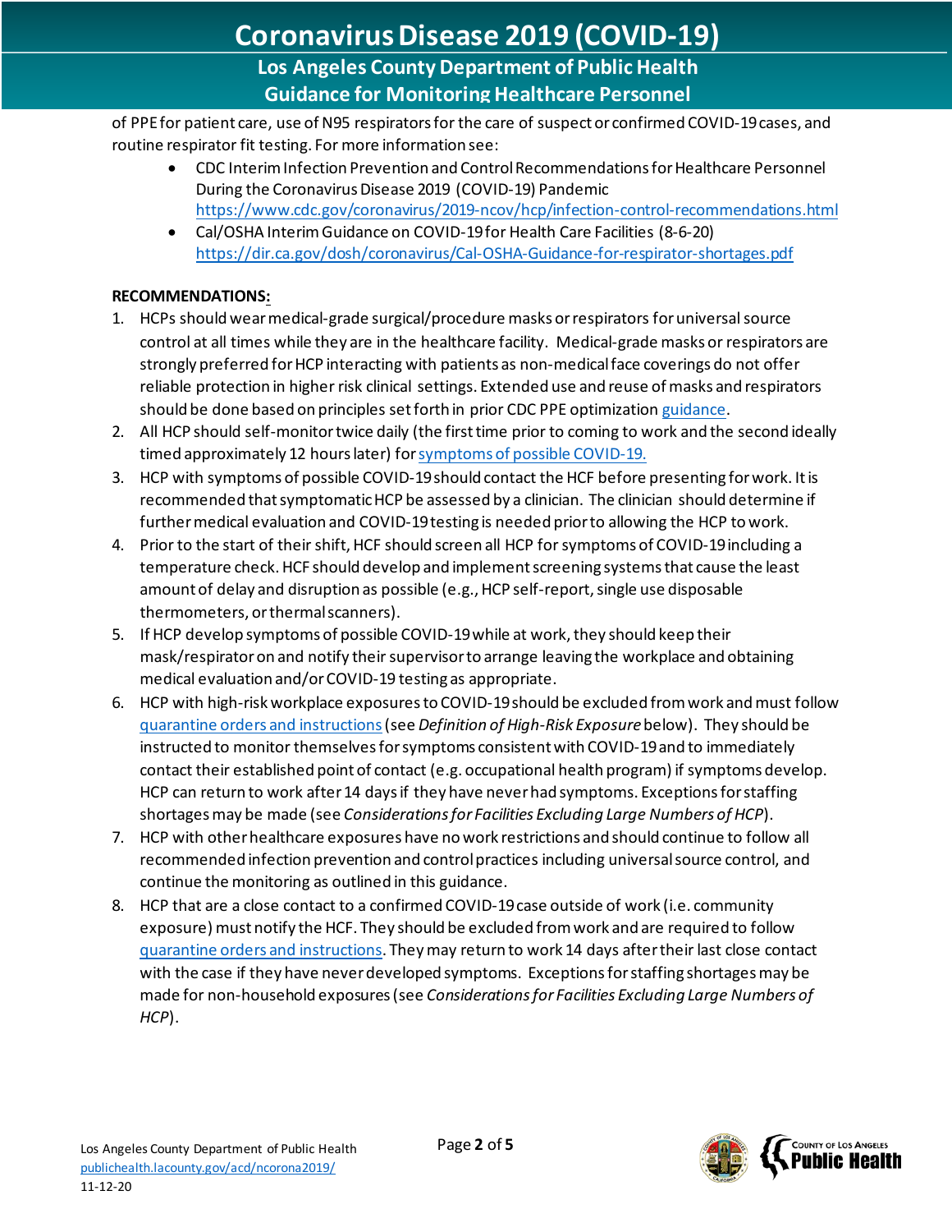of PPE for patient care, use of N95 respirators for the care of suspect or confirmed COVID-19 cases, and routine respirator fit testing. For more information see:

- CDC Interim Infection Prevention and Control Recommendations for Healthcare Personnel During the Coronavirus Disease 2019 (COVID-19) Pandemic https://www.cdc.gov/coronavirus/2019-ncov/hcp/infection-control-recommendations.html
- Cal/OSHA Interim Guidance on COVID-19 for Health Care Facilities (8-6-20) https://dir.ca.gov/dosh/coronavirus/Cal-OSHA-Guidance-for-respirator-shortages.pdf

**RECOMMENDATIONS:**

1. HCPs should wear medical-grade surgical/procedure masks or respirators for universal source control at all times while they are in the healthcare facility. Medical-grade masks or respirators are strongly preferred for HCP interacting with patients as non-medical face coverings do not offer reliable protection in higher risk clinical settings. Extended use and reuse of masks and respirators should be done based on principles set forth in prior CDC PPE optimization guidance.
2. All HCP should self-monitor twice daily (the first time prior to coming to work and the second ideally timed approximately 12 hours later) for symptoms of possible COVID-19.
3. HCP with symptoms of possible COVID-19 should contact the HCF before presenting for work. It is recommended that symptomatic HCP be assessed by a clinician. The clinician should determine if further medical evaluation and COVID-19 testing is needed prior to allowing the HCP to work.
4. Prior to the start of their shift, HCF should screen all HCP for symptoms of COVID-19 including a temperature check. HCF should develop and implement screening systems that cause the least amount of delay and disruption as possible (e.g., HCP self-report, single use disposable thermometers, or thermal scanners).
5. If HCP develop symptoms of possible COVID-19 while at work, they should keep their mask/respirator on and notify their supervisor to arrange leaving the workplace and obtaining medical evaluation and/or COVID-19 testing as appropriate.
6. HCP with high-risk workplace exposures to COVID-19 should be excluded from work and must follow quarantine orders and instructions (see *Definition of High-Risk Exposure* below). They should be instructed to monitor themselves for symptoms consistent with COVID-19 and to immediately contact their established point of contact (e.g. occupational health program) if symptoms develop. HCP can return to work after 14 days if they have never had symptoms. Exceptions for staffing shortages may be made (see *Considerations for Facilities Excluding Large Numbers of HCP*).
7. HCP with other healthcare exposures have no work restrictions and should continue to follow all recommended infection prevention and control practices including universal source control, and continue the monitoring as outlined in this guidance.
8. HCP that are a close contact to a confirmed COVID-19 case outside of work (i.e. community exposure) must notify the HCF. They should be excluded from work and are required to follow quarantine orders and instructions. They may return to work 14 days after their last close contact with the case if they have never developed symptoms. Exceptions for staffing shortages may be made for non-household exposures (see *Considerations for Facilities Excluding Large Numbers of HCP*).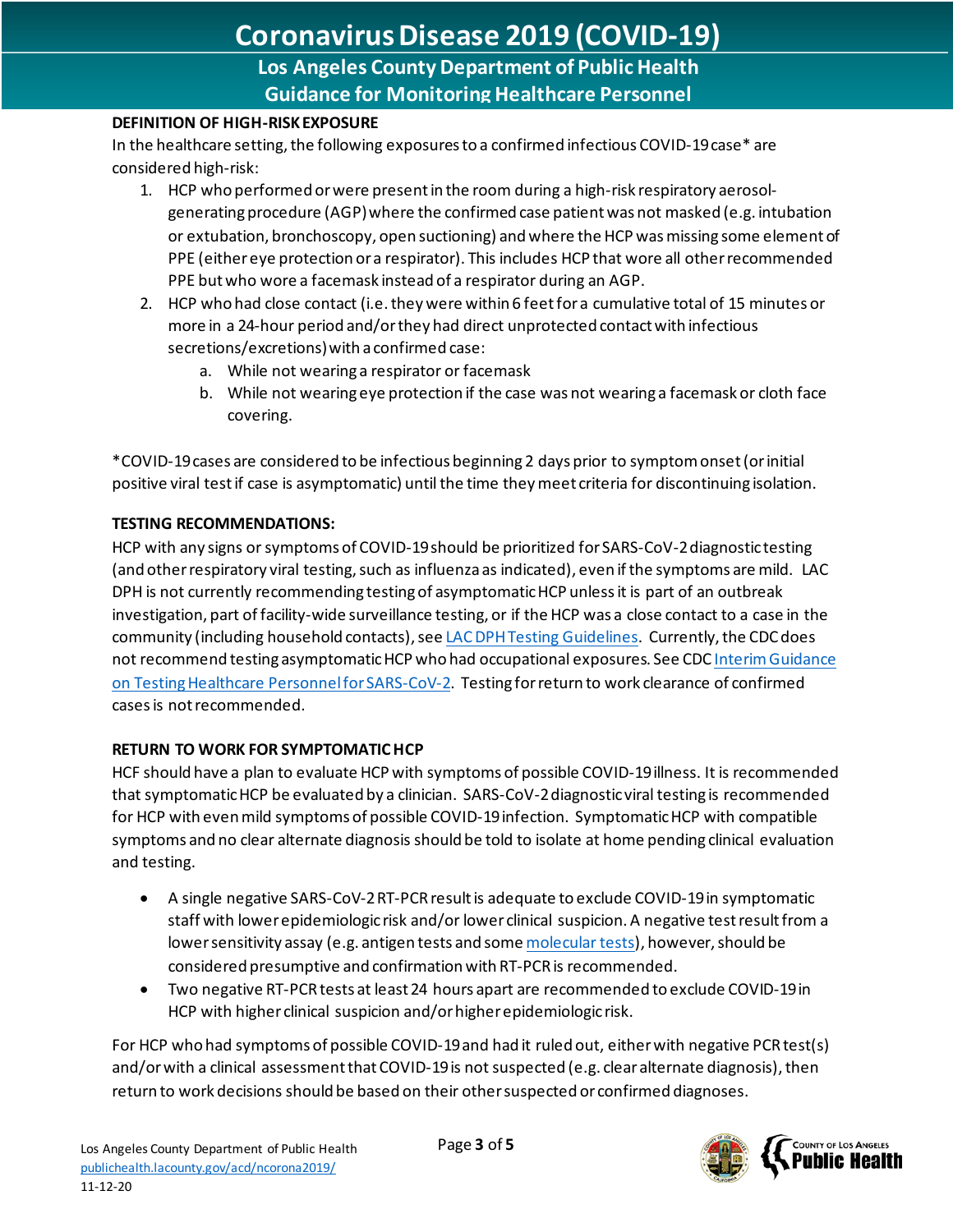### DEFINITION OF HIGH-RISK EXPOSURE

In the healthcare setting, the following exposures to a confirmed infectious COVID-19 case* are considered high-risk:

1. HCP who performed or were present in the room during a high-risk respiratory aerosol-generating procedure (AGP) where the confirmed case patient was not masked (e.g. intubation or extubation, bronchoscopy, open suctioning) and where the HCP was missing some element of PPE (either eye protection or a respirator). This includes HCP that wore all other recommended PPE but who wore a facemask instead of a respirator during an AGP.
2. HCP who had close contact (i.e. they were within 6 feet for a cumulative total of 15 minutes or more in a 24-hour period and/or they had direct unprotected contact with infectious secretions/excretions) with a confirmed case:
   a. While not wearing a respirator or facemask
   b. While not wearing eye protection if the case was not wearing a facemask or cloth face covering.

*COVID-19 cases are considered to be infectious beginning 2 days prior to symptom onset (or initial positive viral test if case is asymptomatic) until the time they meet criteria for discontinuing isolation.

### TESTING RECOMMENDATIONS:

HCP with any signs or symptoms of COVID-19 should be prioritized for SARS-CoV-2 diagnostic testing (and other respiratory viral testing, such as influenza as indicated), even if the symptoms are mild. LAC DPH is not currently recommending testing of asymptomatic HCP unless it is part of an outbreak investigation, part of facility-wide surveillance testing, or if the HCP was a close contact to a case in the community (including household contacts), see LAC DPH Testing Guidelines. Currently, the CDC does not recommend testing asymptomatic HCP who had occupational exposures. See CDC Interim Guidance on Testing Healthcare Personnel for SARS-CoV-2. Testing for return to work clearance of confirmed cases is not recommended.

### RETURN TO WORK FOR SYMPTOMATIC HCP

HCF should have a plan to evaluate HCP with symptoms of possible COVID-19 illness. It is recommended that symptomatic HCP be evaluated by a clinician. SARS-CoV-2 diagnostic viral testing is recommended for HCP with even mild symptoms of possible COVID-19 infection. Symptomatic HCP with compatible symptoms and no clear alternate diagnosis should be told to isolate at home pending clinical evaluation and testing.

- A single negative SARS-CoV-2 RT-PCR result is adequate to exclude COVID-19 in symptomatic staff with lower epidemiologic risk and/or lower clinical suspicion. A negative test result from a lower sensitivity assay (e.g. antigen tests and some molecular tests), however, should be considered presumptive and confirmation with RT-PCR is recommended.
- Two negative RT-PCR tests at least 24 hours apart are recommended to exclude COVID-19 in HCP with higher clinical suspicion and/or higher epidemiologic risk.

For HCP who had symptoms of possible COVID-19 and had it ruled out, either with negative PCR test(s) and/or with a clinical assessment that COVID-19 is not suspected (e.g. clear alternate diagnosis), then return to work decisions should be based on their other suspected or confirmed diagnoses.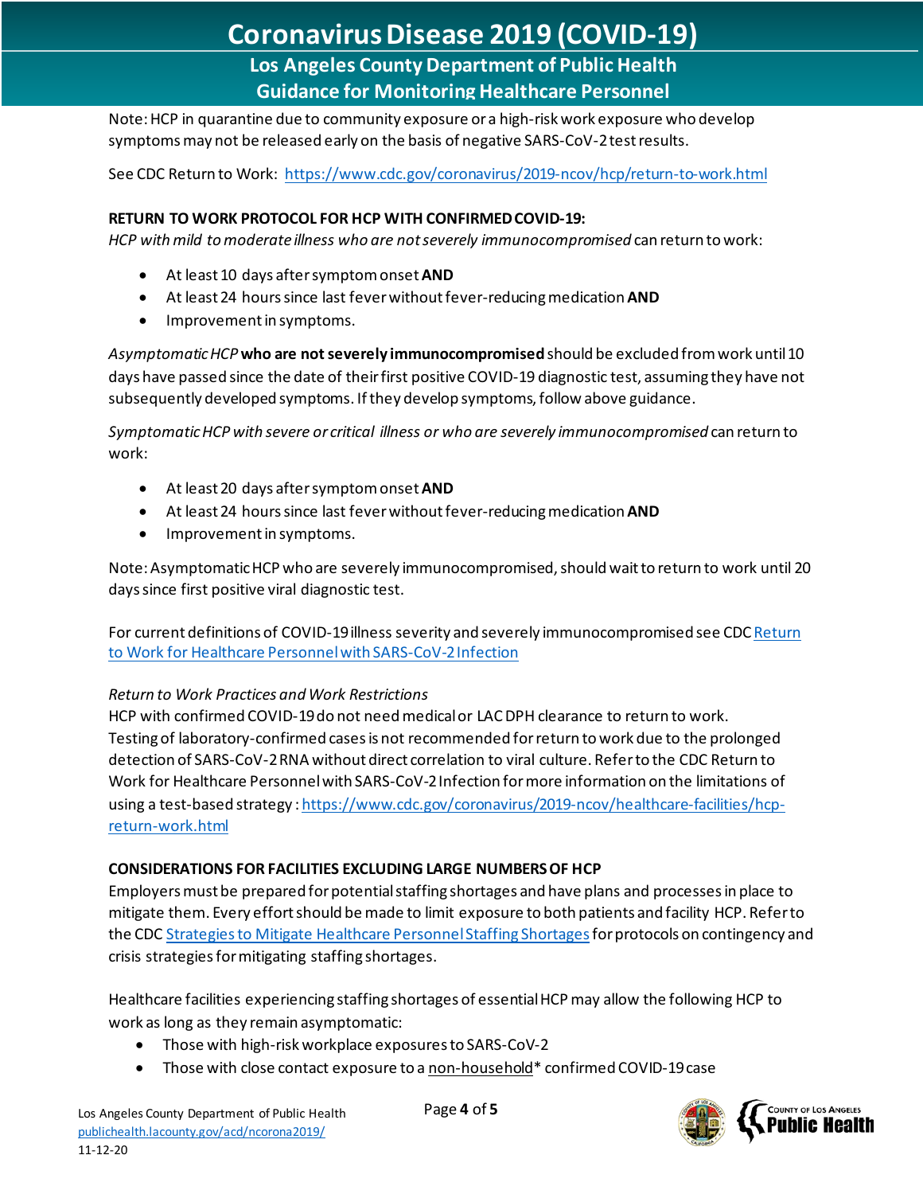Note: HCP in quarantine due to community exposure or a high-risk work exposure who develop symptoms may not be released early on the basis of negative SARS-CoV-2 test results.

See CDC Return to Work: https://www.cdc.gov/coronavirus/2019-ncov/hcp/return-to-work.html

**RETURN TO WORK PROTOCOL FOR HCP WITH CONFIRMED COVID-19:**

*HCP with mild to moderate illness who are not severely immunocompromised* can return to work:

- At least 10 days after symptom onset **AND**
- At least 24 hours since last fever without fever-reducing medication **AND**
- Improvement in symptoms.

*Asymptomatic HCP* **who are not severely immunocompromised** should be excluded from work until 10 days have passed since the date of their first positive COVID-19 diagnostic test, assuming they have not subsequently developed symptoms. If they develop symptoms, follow above guidance.

*Symptomatic HCP with severe or critical illness or who are severely immunocompromised* can return to work:

- At least 20 days after symptom onset **AND**
- At least 24 hours since last fever without fever-reducing medication **AND**
- Improvement in symptoms.

Note: Asymptomatic HCP who are severely immunocompromised, should wait to return to work until 20 days since first positive viral diagnostic test.

For current definitions of COVID-19 illness severity and severely immunocompromised see CDC Return to Work for Healthcare Personnel with SARS-CoV-2 Infection

*Return to Work Practices and Work Restrictions*

HCP with confirmed COVID-19 do not need medical or LAC DPH clearance to return to work. Testing of laboratory-confirmed cases is not recommended for return to work due to the prolonged detection of SARS-CoV-2 RNA without direct correlation to viral culture. Refer to the CDC Return to Work for Healthcare Personnel with SARS-CoV-2 Infection for more information on the limitations of using a test-based strategy: https://www.cdc.gov/coronavirus/2019-ncov/healthcare-facilities/hcp-return-work.html

**CONSIDERATIONS FOR FACILITIES EXCLUDING LARGE NUMBERS OF HCP**

Employers must be prepared for potential staffing shortages and have plans and processes in place to mitigate them. Every effort should be made to limit exposure to both patients and facility HCP. Refer to the CDC Strategies to Mitigate Healthcare Personnel Staffing Shortages for protocols on contingency and crisis strategies for mitigating staffing shortages.

Healthcare facilities experiencing staffing shortages of essential HCP may allow the following HCP to work as long as they remain asymptomatic:

- Those with high-risk workplace exposures to SARS-CoV-2
- Those with close contact exposure to a non-household* confirmed COVID-19 case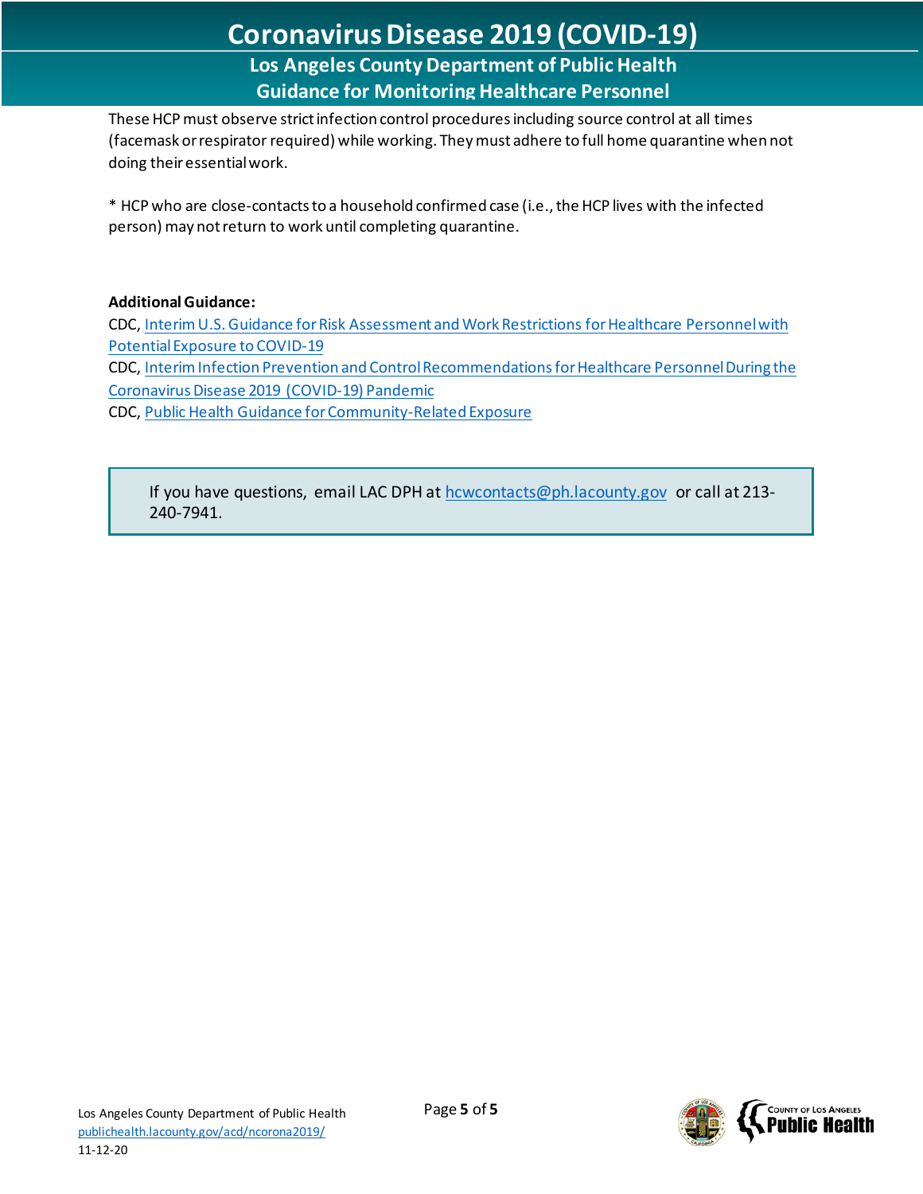These HCP must observe strict infection control procedures including source control at all times (facemask or respirator required) while working. They must adhere to full home quarantine when not doing their essential work.

* HCP who are close-contacts to a household confirmed case (i.e., the HCP lives with the infected person) may not return to work until completing quarantine.

**Additional Guidance:**

CDC, Interim U.S. Guidance for Risk Assessment and Work Restrictions for Healthcare Personnel with Potential Exposure to COVID-19

CDC, Interim Infection Prevention and Control Recommendations for Healthcare Personnel During the Coronavirus Disease 2019 (COVID-19) Pandemic

CDC, Public Health Guidance for Community-Related Exposure

> If you have questions, email LAC DPH at hcwcontacts@ph.lacounty.gov or call at 213-240-7941.